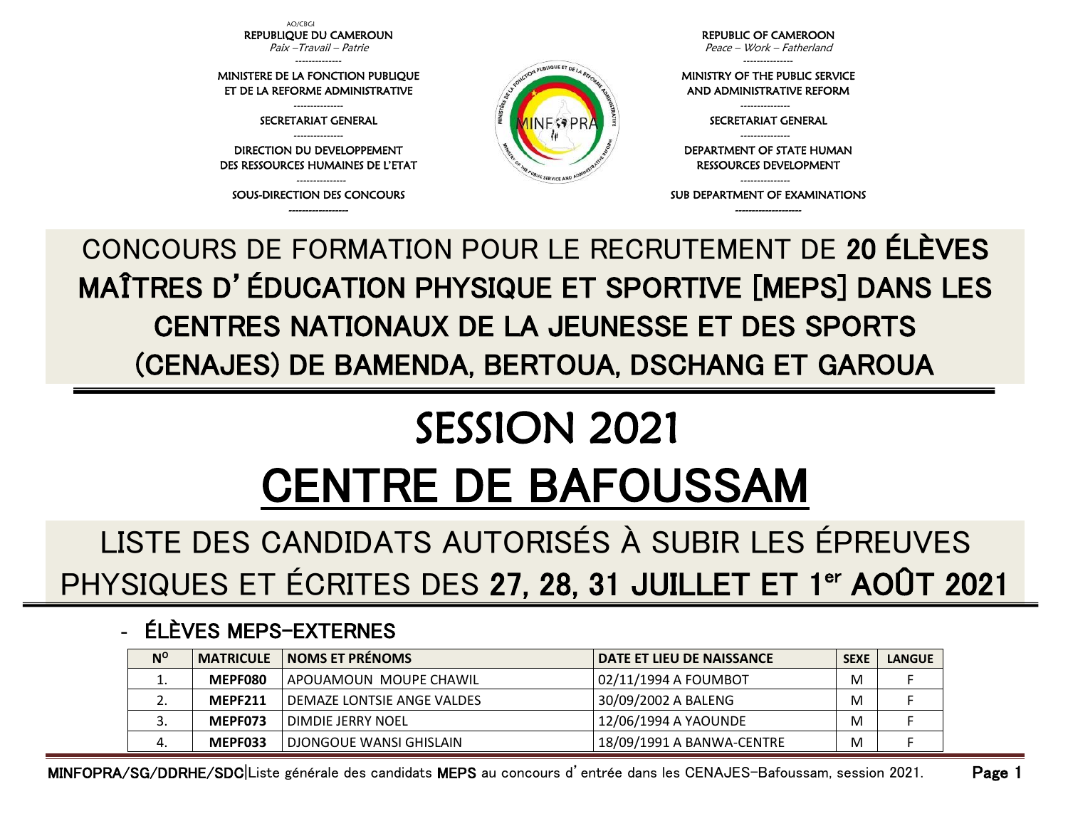AO/CBGI

REPUBLIQUE DU CAMEROUN
*Paix –Travail – Patrie*

MINISTERE DE LA FONCTION PUBLIQUE ET DE LA REFORME ADMINISTRATIVE

SECRETARIAT GENERAL

DIRECTION DU DEVELOPPEMENT DES RESSOURCES HUMAINES DE L'ETAT

SOUS-DIRECTION DES CONCOURS

REPUBLIC OF CAMEROON
*Peace – Work – Fatherland*

MINISTRY OF THE PUBLIC SERVICE AND ADMINISTRATIVE REFORM

SECRETARIAT GENERAL

DEPARTMENT OF STATE HUMAN RESSOURCES DEVELOPMENT

SUB DEPARTMENT OF EXAMINATIONS

# CONCOURS DE FORMATION POUR LE RECRUTEMENT DE **20 ÉLÈVES MAÎTRES D'ÉDUCATION PHYSIQUE ET SPORTIVE [MEPS] DANS LES CENTRES NATIONAUX DE LA JEUNESSE ET DES SPORTS (CENAJES) DE BAMENDA, BERTOUA, DSCHANG ET GAROUA**

# SESSION 2021

# CENTRE DE BAFOUSSAM

## LISTE DES CANDIDATS AUTORISÉS À SUBIR LES ÉPREUVES PHYSIQUES ET ÉCRITES DES **27, 28, 31 JUILLET ET 1er AOÛT 2021**

### - ÉLÈVES MEPS-EXTERNES

| N° | MATRICULE | NOMS ET PRÉNOMS | DATE ET LIEU DE NAISSANCE | SEXE | LANGUE |
|---|---|---|---|---|---|
| 1. | **MEPF080** | APOUAMOUN MOUPE CHAWIL | 02/11/1994 A FOUMBOT | M | F |
| 2. | **MEPF211** | DEMAZE LONTSIE ANGE VALDES | 30/09/2002 A BALENG | M | F |
| 3. | **MEPF073** | DIMDIE JERRY NOEL | 12/06/1994 A YAOUNDE | M | F |
| 4. | **MEPF033** | DJONGOUE WANSI GHISLAIN | 18/09/1991 A BANWA-CENTRE | M | F |

MINFOPRA/SG/DDRHE/SDC|Liste générale des candidats **MEPS** au concours d'entrée dans les CENAJES-Bafoussam, session 2021.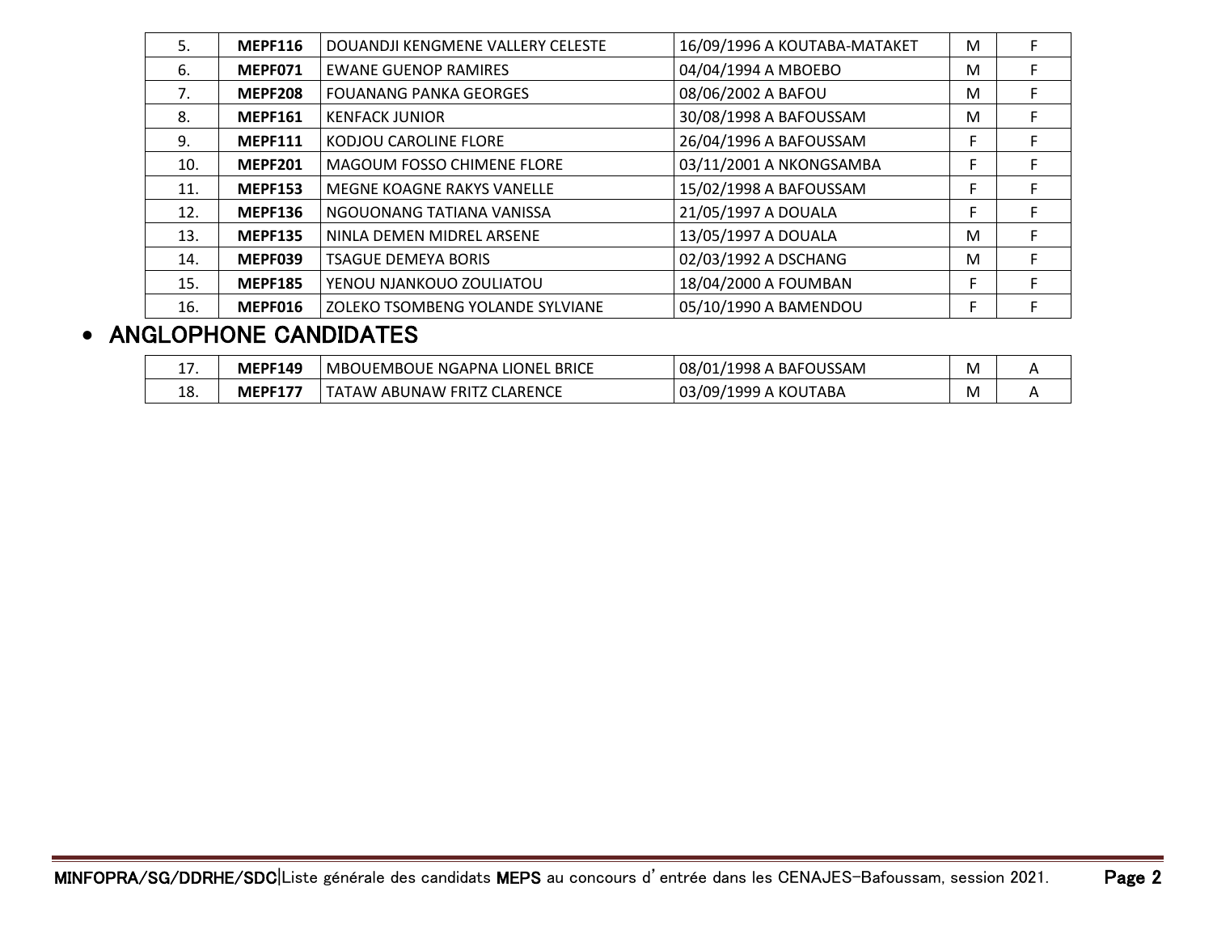| | | | | | |
|---|---|---|---|---|---|
| 5. | **MEPF116** | DOUANDJI KENGMENE VALLERY CELESTE | 16/09/1996 A KOUTABA-MATAKET | M | F |
| 6. | **MEPF071** | EWANE GUENOP RAMIRES | 04/04/1994 A MBOEBO | M | F |
| 7. | **MEPF208** | FOUANANG PANKA GEORGES | 08/06/2002 A BAFOU | M | F |
| 8. | **MEPF161** | KENFACK JUNIOR | 30/08/1998 A BAFOUSSAM | M | F |
| 9. | **MEPF111** | KODJOU CAROLINE FLORE | 26/04/1996 A BAFOUSSAM | F | F |
| 10. | **MEPF201** | MAGOUM FOSSO CHIMENE FLORE | 03/11/2001 A NKONGSAMBA | F | F |
| 11. | **MEPF153** | MEGNE KOAGNE RAKYS VANELLE | 15/02/1998 A BAFOUSSAM | F | F |
| 12. | **MEPF136** | NGOUONANG TATIANA VANISSA | 21/05/1997 A DOUALA | F | F |
| 13. | **MEPF135** | NINLA DEMEN MIDREL ARSENE | 13/05/1997 A DOUALA | M | F |
| 14. | **MEPF039** | TSAGUE DEMEYA BORIS | 02/03/1992 A DSCHANG | M | F |
| 15. | **MEPF185** | YENOU NJANKOUO ZOULIATOU | 18/04/2000 A FOUMBAN | F | F |
| 16. | **MEPF016** | ZOLEKO TSOMBENG YOLANDE SYLVIANE | 05/10/1990 A BAMENDOU | F | F |

- ## ANGLOPHONE CANDIDATES

| | | | | | |
|---|---|---|---|---|---|
| 17. | **MEPF149** | MBOUEMBOUE NGAPNA LIONEL BRICE | 08/01/1998 A BAFOUSSAM | M | A |
| 18. | **MEPF177** | TATAW ABUNAW FRITZ CLARENCE | 03/09/1999 A KOUTABA | M | A |